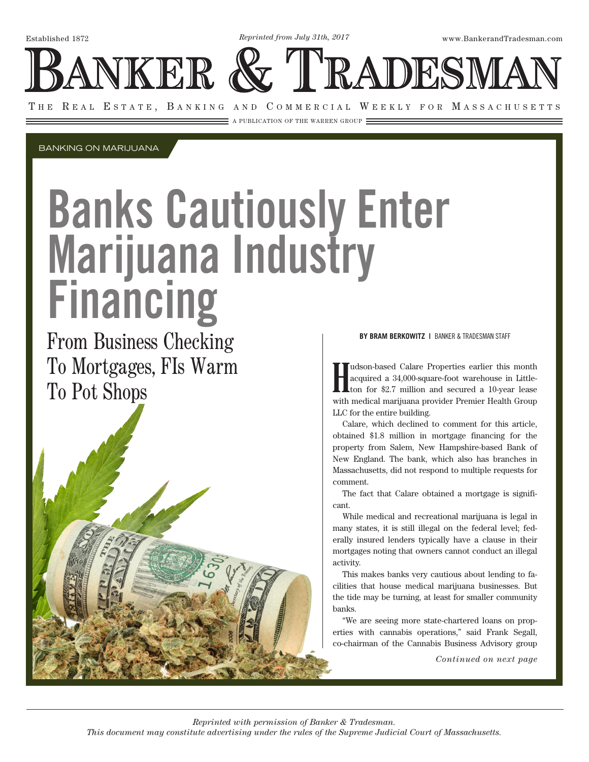Established 1872

*Reprinted from July 31th, 2017*

www.BankerandTradesman.com

# BANKER & TRADESMAN

THE REAL ESTATE, BANKING AND COMMERCIAL WEEKLY FOR MASSACHUSETTS

A PUBLICATION OF THE WARREN GROUP

BANKING ON MARIJUANA

# Banks Cautiously Enter Marijuana Industry Financing

## From Business Checking To Mortgages, FIs Warm To Pot Shops

**BY BRAM BERKOWITZ** | BANKER & TRADESMAN STAFF

Hudson-based Calare Properties earlier this month acquired a 34,000-square-foot warehouse in Littleton for $2.7 million and secured a 10-year lease with medical marijuana provider Premier Health Group LLC for the entire building.

Calare, which declined to comment for this article, obtained $1.8 million in mortgage financing for the property from Salem, New Hampshire-based Bank of New England. The bank, which also has branches in Massachusetts, did not respond to multiple requests for comment.

The fact that Calare obtained a mortgage is significant.

While medical and recreational marijuana is legal in many states, it is still illegal on the federal level; federally insured lenders typically have a clause in their mortgages noting that owners cannot conduct an illegal activity.

This makes banks very cautious about lending to facilities that house medical marijuana businesses. But the tide may be turning, at least for smaller community banks.

"We are seeing more state-chartered loans on properties with cannabis operations," said Frank Segall, co-chairman of the Cannabis Business Advisory group

*Continued on next page*

*Reprinted with permission of Banker & Tradesman.*
*This document may constitute advertising under the rules of the Supreme Judicial Court of Massachusetts.*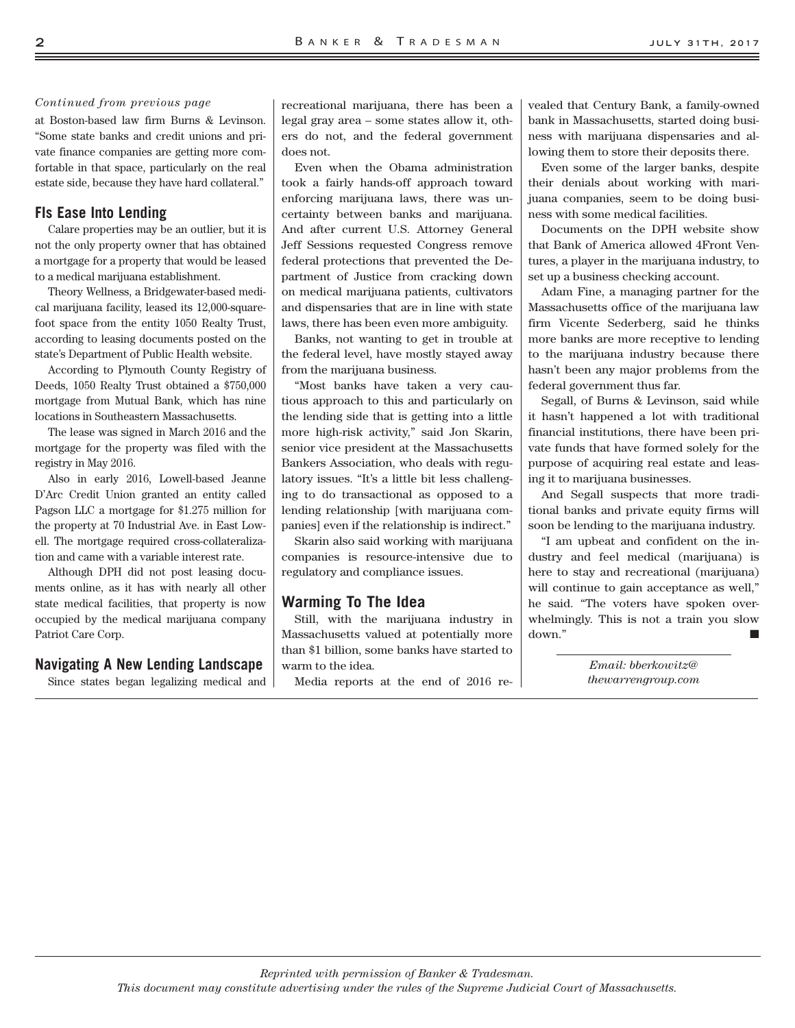*Continued from previous page*

at Boston-based law firm Burns & Levinson. "Some state banks and credit unions and private finance companies are getting more comfortable in that space, particularly on the real estate side, because they have hard collateral."

## FIs Ease Into Lending

Calare properties may be an outlier, but it is not the only property owner that has obtained a mortgage for a property that would be leased to a medical marijuana establishment.

Theory Wellness, a Bridgewater-based medical marijuana facility, leased its 12,000-square-foot space from the entity 1050 Realty Trust, according to leasing documents posted on the state's Department of Public Health website.

According to Plymouth County Registry of Deeds, 1050 Realty Trust obtained a $750,000 mortgage from Mutual Bank, which has nine locations in Southeastern Massachusetts.

The lease was signed in March 2016 and the mortgage for the property was filed with the registry in May 2016.

Also in early 2016, Lowell-based Jeanne D'Arc Credit Union granted an entity called Pagson LLC a mortgage for $1.275 million for the property at 70 Industrial Ave. in East Lowell. The mortgage required cross-collateralization and came with a variable interest rate.

Although DPH did not post leasing documents online, as it has with nearly all other state medical facilities, that property is now occupied by the medical marijuana company Patriot Care Corp.

## Navigating A New Lending Landscape

Since states began legalizing medical and recreational marijuana, there has been a legal gray area – some states allow it, others do not, and the federal government does not.

Even when the Obama administration took a fairly hands-off approach toward enforcing marijuana laws, there was uncertainty between banks and marijuana. And after current U.S. Attorney General Jeff Sessions requested Congress remove federal protections that prevented the Department of Justice from cracking down on medical marijuana patients, cultivators and dispensaries that are in line with state laws, there has been even more ambiguity.

Banks, not wanting to get in trouble at the federal level, have mostly stayed away from the marijuana business.

"Most banks have taken a very cautious approach to this and particularly on the lending side that is getting into a little more high-risk activity," said Jon Skarin, senior vice president at the Massachusetts Bankers Association, who deals with regulatory issues. "It's a little bit less challenging to do transactional as opposed to a lending relationship [with marijuana companies] even if the relationship is indirect."

Skarin also said working with marijuana companies is resource-intensive due to regulatory and compliance issues.

## Warming To The Idea

Still, with the marijuana industry in Massachusetts valued at potentially more than $1 billion, some banks have started to warm to the idea.

Media reports at the end of 2016 revealed that Century Bank, a family-owned bank in Massachusetts, started doing business with marijuana dispensaries and allowing them to store their deposits there.

Even some of the larger banks, despite their denials about working with marijuana companies, seem to be doing business with some medical facilities.

Documents on the DPH website show that Bank of America allowed 4Front Ventures, a player in the marijuana industry, to set up a business checking account.

Adam Fine, a managing partner for the Massachusetts office of the marijuana law firm Vicente Sederberg, said he thinks more banks are more receptive to lending to the marijuana industry because there hasn't been any major problems from the federal government thus far.

Segall, of Burns & Levinson, said while it hasn't happened a lot with traditional financial institutions, there have been private funds that have formed solely for the purpose of acquiring real estate and leasing it to marijuana businesses.

And Segall suspects that more traditional banks and private equity firms will soon be lending to the marijuana industry.

"I am upbeat and confident on the industry and feel medical (marijuana) is here to stay and recreational (marijuana) will continue to gain acceptance as well," he said. "The voters have spoken overwhelmingly. This is not a train you slow down." ■

*Email: bberkowitz@thewarrengroup.com*

*Reprinted with permission of Banker & Tradesman.*
*This document may constitute advertising under the rules of the Supreme Judicial Court of Massachusetts.*